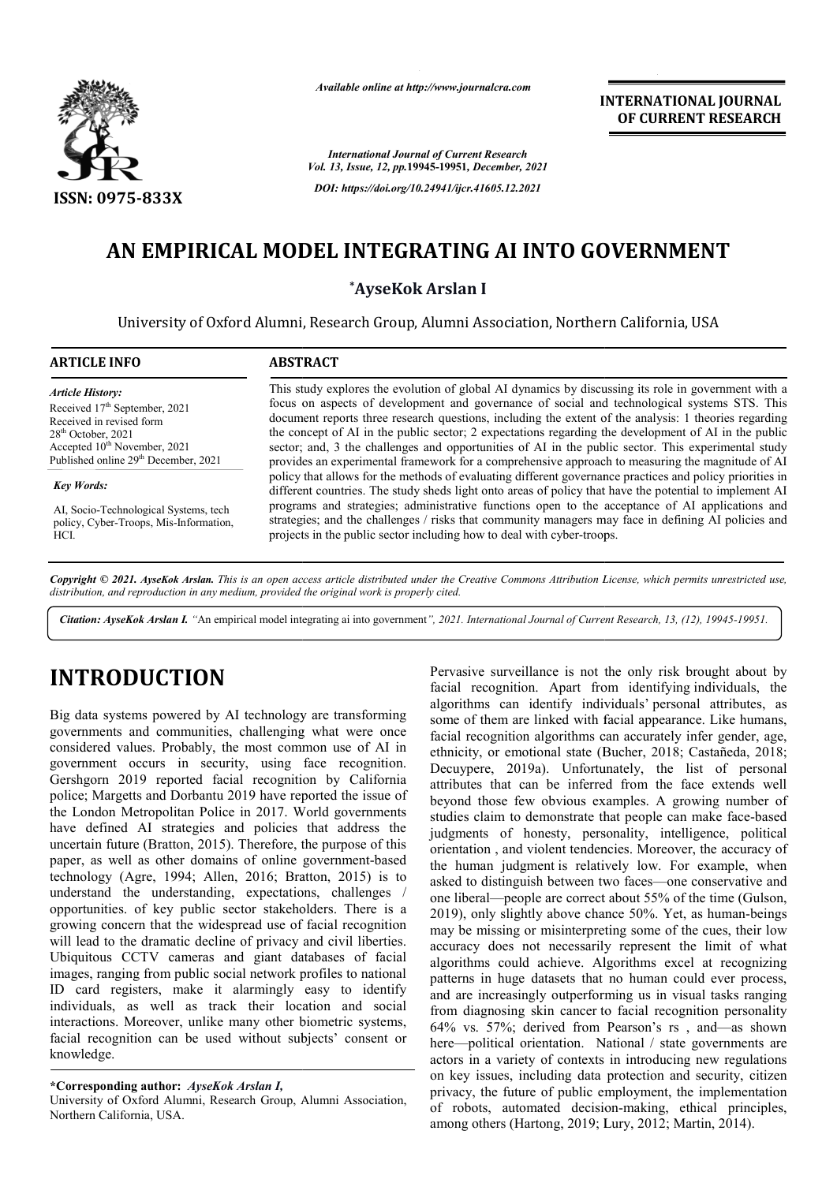*Available online at http://www.journalcra.com*

*International Journal of Current Research*
*Vol. 13, Issue, 12, pp.19945-19951, December, 2021*

*DOI: https://doi.org/10.24941/ijcr.41605.12.2021*

**INTERNATIONAL JOURNAL OF CURRENT RESEARCH**

ISSN: 0975-833X

# AN EMPIRICAL MODEL INTEGRATING AI INTO GOVERNMENT

**\*AyseKok Arslan I**

University of Oxford Alumni, Research Group, Alumni Association, Northern California, USA

**ARTICLE INFO**

*Article History:*
Received 17th September, 2021
Received in revised form
28th October, 2021
Accepted 10th November, 2021
Published online 29th December, 2021

*Key Words:*

AI, Socio-Technological Systems, tech policy, Cyber-Troops, Mis-Information, HCI.

**ABSTRACT**

This study explores the evolution of global AI dynamics by discussing its role in government with a focus on aspects of development and governance of social and technological systems STS. This document reports three research questions, including the extent of the analysis: 1 theories regarding the concept of AI in the public sector; 2 expectations regarding the development of AI in the public sector; and, 3 the challenges and opportunities of AI in the public sector. This experimental study provides an experimental framework for a comprehensive approach to measuring the magnitude of AI policy that allows for the methods of evaluating different governance practices and policy priorities in different countries. The study sheds light onto areas of policy that have the potential to implement AI programs and strategies; administrative functions open to the acceptance of AI applications and strategies; and the challenges / risks that community managers may face in defining AI policies and projects in the public sector including how to deal with cyber-troops.

*Copyright © 2021. AyseKok Arslan. This is an open access article distributed under the Creative Commons Attribution License, which permits unrestricted use, distribution, and reproduction in any medium, provided the original work is properly cited.*

***Citation: AyseKok Arslan I.** "An empirical model integrating ai into government", 2021. International Journal of Current Research, 13, (12), 19945-19951.*

# INTRODUCTION

Big data systems powered by AI technology are transforming governments and communities, challenging what were once considered values. Probably, the most common use of AI in government occurs in security, using face recognition. Gershgorn 2019 reported facial recognition by California police; Margetts and Dorbantu 2019 have reported the issue of the London Metropolitan Police in 2017. World governments have defined AI strategies and policies that address the uncertain future (Bratton, 2015). Therefore, the purpose of this paper, as well as other domains of online government-based technology (Agre, 1994; Allen, 2016; Bratton, 2015) is to understand the understanding, expectations, challenges / opportunities. of key public sector stakeholders. There is a growing concern that the widespread use of facial recognition will lead to the dramatic decline of privacy and civil liberties. Ubiquitous CCTV cameras and giant databases of facial images, ranging from public social network profiles to national ID card registers, make it alarmingly easy to identify individuals, as well as track their location and social interactions. Moreover, unlike many other biometric systems, facial recognition can be used without subjects' consent or knowledge.

Pervasive surveillance is not the only risk brought about by facial recognition. Apart from identifying individuals, the algorithms can identify individuals' personal attributes, as some of them are linked with facial appearance. Like humans, facial recognition algorithms can accurately infer gender, age, ethnicity, or emotional state (Bucher, 2018; Castañeda, 2018; Decuypere, 2019a). Unfortunately, the list of personal attributes that can be inferred from the face extends well beyond those few obvious examples. A growing number of studies claim to demonstrate that people can make face-based judgments of honesty, personality, intelligence, political orientation , and violent tendencies. Moreover, the accuracy of the human judgment is relatively low. For example, when asked to distinguish between two faces—one conservative and one liberal—people are correct about 55% of the time (Gulson, 2019), only slightly above chance 50%. Yet, as human-beings may be missing or misinterpreting some of the cues, their low accuracy does not necessarily represent the limit of what algorithms could achieve. Algorithms excel at recognizing patterns in huge datasets that no human could ever process, and are increasingly outperforming us in visual tasks ranging from diagnosing skin cancer to facial recognition personality 64% vs. 57%; derived from Pearson's rs , and—as shown here—political orientation. National / state governments are actors in a variety of contexts in introducing new regulations on key issues, including data protection and security, citizen privacy, the future of public employment, the implementation of robots, automated decision-making, ethical principles, among others (Hartong, 2019; Lury, 2012; Martin, 2014).

**\*Corresponding author:** *AyseKok Arslan I,*
University of Oxford Alumni, Research Group, Alumni Association, Northern California, USA.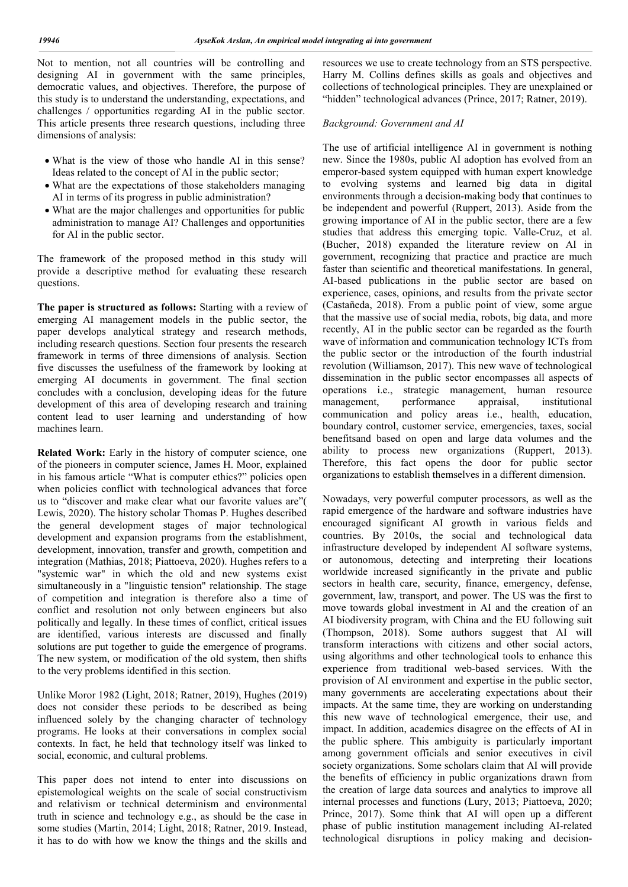Not to mention, not all countries will be controlling and designing AI in government with the same principles, democratic values, and objectives. Therefore, the purpose of this study is to understand the understanding, expectations, and challenges / opportunities regarding AI in the public sector. This article presents three research questions, including three dimensions of analysis:

- What is the view of those who handle AI in this sense? Ideas related to the concept of AI in the public sector;
- What are the expectations of those stakeholders managing AI in terms of its progress in public administration?
- What are the major challenges and opportunities for public administration to manage AI? Challenges and opportunities for AI in the public sector.

The framework of the proposed method in this study will provide a descriptive method for evaluating these research questions.

**The paper is structured as follows:** Starting with a review of emerging AI management models in the public sector, the paper develops analytical strategy and research methods, including research questions. Section four presents the research framework in terms of three dimensions of analysis. Section five discusses the usefulness of the framework by looking at emerging AI documents in government. The final section concludes with a conclusion, developing ideas for the future development of this area of developing research and training content lead to user learning and understanding of how machines learn.

**Related Work:** Early in the history of computer science, one of the pioneers in computer science, James H. Moor, explained in his famous article "What is computer ethics?" policies open when policies conflict with technological advances that force us to "discover and make clear what our favorite values are"( Lewis, 2020). The history scholar Thomas P. Hughes described the general development stages of major technological development and expansion programs from the establishment, development, innovation, transfer and growth, competition and integration (Mathias, 2018; Piattoeva, 2020). Hughes refers to a "systemic war" in which the old and new systems exist simultaneously in a "linguistic tension" relationship. The stage of competition and integration is therefore also a time of conflict and resolution not only between engineers but also politically and legally. In these times of conflict, critical issues are identified, various interests are discussed and finally solutions are put together to guide the emergence of programs. The new system, or modification of the old system, then shifts to the very problems identified in this section.

Unlike Moror 1982 (Light, 2018; Ratner, 2019), Hughes (2019) does not consider these periods to be described as being influenced solely by the changing character of technology programs. He looks at their conversations in complex social contexts. In fact, he held that technology itself was linked to social, economic, and cultural problems.

This paper does not intend to enter into discussions on epistemological weights on the scale of social constructivism and relativism or technical determinism and environmental truth in science and technology e.g., as should be the case in some studies (Martin, 2014; Light, 2018; Ratner, 2019. Instead, it has to do with how we know the things and the skills and resources we use to create technology from an STS perspective. Harry M. Collins defines skills as goals and objectives and collections of technological principles. They are unexplained or "hidden" technological advances (Prince, 2017; Ratner, 2019).

*Background: Government and AI*

The use of artificial intelligence AI in government is nothing new. Since the 1980s, public AI adoption has evolved from an emperor-based system equipped with human expert knowledge to evolving systems and learned big data in digital environments through a decision-making body that continues to be independent and powerful (Ruppert, 2013). Aside from the growing importance of AI in the public sector, there are a few studies that address this emerging topic. Valle-Cruz, et al. (Bucher, 2018) expanded the literature review on AI in government, recognizing that practice and practice are much faster than scientific and theoretical manifestations. In general, AI-based publications in the public sector are based on experience, cases, opinions, and results from the private sector (Castañeda, 2018). From a public point of view, some argue that the massive use of social media, robots, big data, and more recently, AI in the public sector can be regarded as the fourth wave of information and communication technology ICTs from the public sector or the introduction of the fourth industrial revolution (Williamson, 2017). This new wave of technological dissemination in the public sector encompasses all aspects of operations i.e., strategic management, human resource management, performance appraisal, institutional communication and policy areas i.e., health, education, boundary control, customer service, emergencies, taxes, social benefitsand based on open and large data volumes and the ability to process new organizations (Ruppert, 2013). Therefore, this fact opens the door for public sector organizations to establish themselves in a different dimension.

Nowadays, very powerful computer processors, as well as the rapid emergence of the hardware and software industries have encouraged significant AI growth in various fields and countries. By 2010s, the social and technological data infrastructure developed by independent AI software systems, or autonomous, detecting and interpreting their locations worldwide increased significantly in the private and public sectors in health care, security, finance, emergency, defense, government, law, transport, and power. The US was the first to move towards global investment in AI and the creation of an AI biodiversity program, with China and the EU following suit (Thompson, 2018). Some authors suggest that AI will transform interactions with citizens and other social actors, using algorithms and other technological tools to enhance this experience from traditional web-based services. With the provision of AI environment and expertise in the public sector, many governments are accelerating expectations about their impacts. At the same time, they are working on understanding this new wave of technological emergence, their use, and impact. In addition, academics disagree on the effects of AI in the public sphere. This ambiguity is particularly important among government officials and senior executives in civil society organizations. Some scholars claim that AI will provide the benefits of efficiency in public organizations drawn from the creation of large data sources and analytics to improve all internal processes and functions (Lury, 2013; Piattoeva, 2020; Prince, 2017). Some think that AI will open up a different phase of public institution management including AI-related technological disruptions in policy making and decision-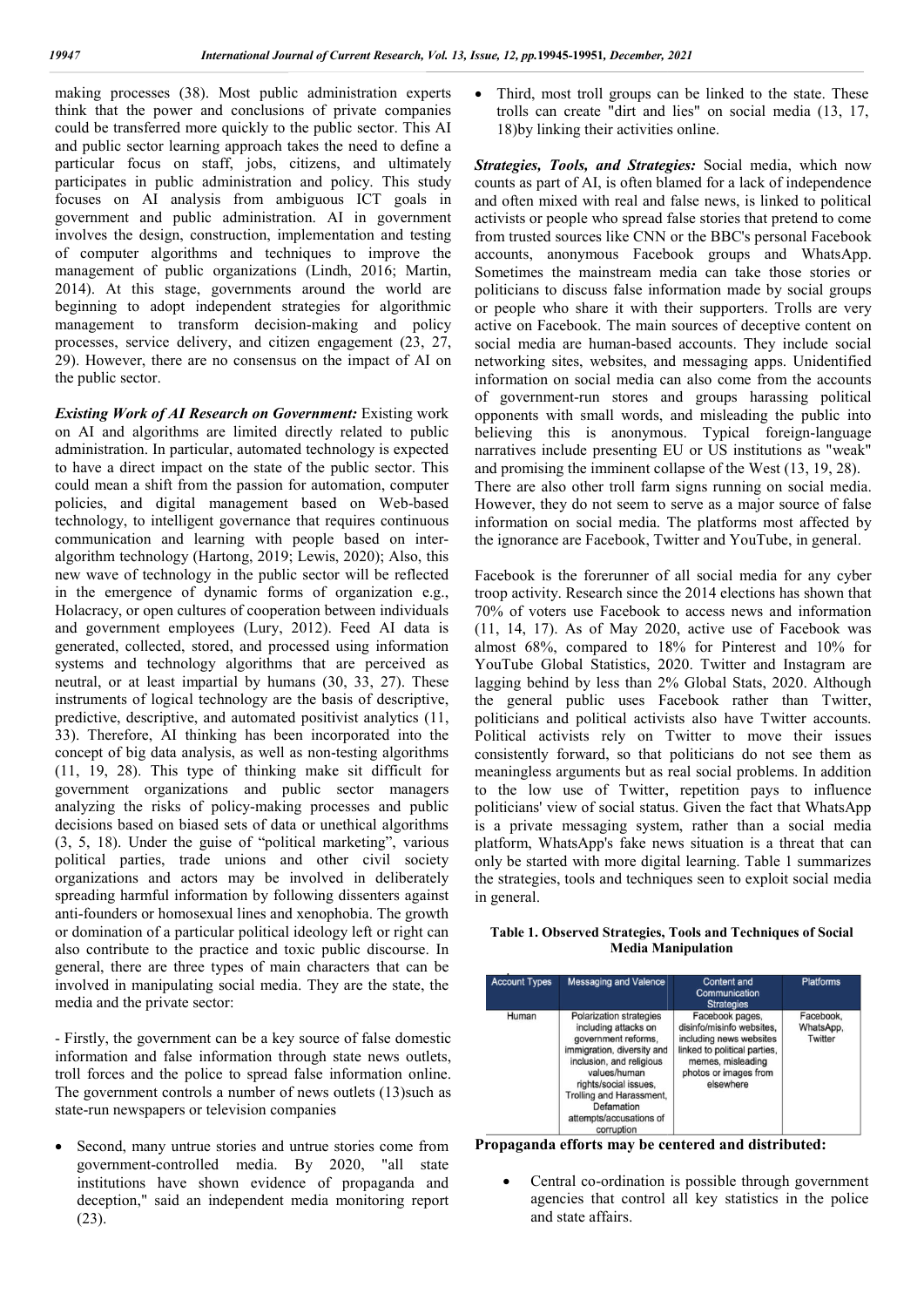making processes (38). Most public administration experts think that the power and conclusions of private companies could be transferred more quickly to the public sector. This AI and public sector learning approach takes the need to define a particular focus on staff, jobs, citizens, and ultimately participates in public administration and policy. This study focuses on AI analysis from ambiguous ICT goals in government and public administration. AI in government involves the design, construction, implementation and testing of computer algorithms and techniques to improve the management of public organizations (Lindh, 2016; Martin, 2014). At this stage, governments around the world are beginning to adopt independent strategies for algorithmic management to transform decision-making and policy processes, service delivery, and citizen engagement (23, 27, 29). However, there are no consensus on the impact of AI on the public sector.

***Existing Work of AI Research on Government:*** Existing work on AI and algorithms are limited directly related to public administration. In particular, automated technology is expected to have a direct impact on the state of the public sector. This could mean a shift from the passion for automation, computer policies, and digital management based on Web-based technology, to intelligent governance that requires continuous communication and learning with people based on inter-algorithm technology (Hartong, 2019; Lewis, 2020); Also, this new wave of technology in the public sector will be reflected in the emergence of dynamic forms of organization e.g., Holacracy, or open cultures of cooperation between individuals and government employees (Lury, 2012). Feed AI data is generated, collected, stored, and processed using information systems and technology algorithms that are perceived as neutral, or at least impartial by humans (30, 33, 27). These instruments of logical technology are the basis of descriptive, predictive, descriptive, and automated positivist analytics (11, 33). Therefore, AI thinking has been incorporated into the concept of big data analysis, as well as non-testing algorithms (11, 19, 28). This type of thinking make sit difficult for government organizations and public sector managers analyzing the risks of policy-making processes and public decisions based on biased sets of data or unethical algorithms (3, 5, 18). Under the guise of "political marketing", various political parties, trade unions and other civil society organizations and actors may be involved in deliberately spreading harmful information by following dissenters against anti-founders or homosexual lines and xenophobia. The growth or domination of a particular political ideology left or right can also contribute to the practice and toxic public discourse. In general, there are three types of main characters that can be involved in manipulating social media. They are the state, the media and the private sector:

- Firstly, the government can be a key source of false domestic information and false information through state news outlets, troll forces and the police to spread false information online. The government controls a number of news outlets (13)such as state-run newspapers or television companies

- Second, many untrue stories and untrue stories come from government-controlled media. By 2020, "all state institutions have shown evidence of propaganda and deception," said an independent media monitoring report (23).
- Third, most troll groups can be linked to the state. These trolls can create "dirt and lies" on social media (13, 17, 18)by linking their activities online.

***Strategies, Tools, and Strategies:*** Social media, which now counts as part of AI, is often blamed for a lack of independence and often mixed with real and false news, is linked to political activists or people who spread false stories that pretend to come from trusted sources like CNN or the BBC's personal Facebook accounts, anonymous Facebook groups and WhatsApp. Sometimes the mainstream media can take those stories or politicians to discuss false information made by social groups or people who share it with their supporters. Trolls are very active on Facebook. The main sources of deceptive content on social media are human-based accounts. They include social networking sites, websites, and messaging apps. Unidentified information on social media can also come from the accounts of government-run stores and groups harassing political opponents with small words, and misleading the public into believing this is anonymous. Typical foreign-language narratives include presenting EU or US institutions as "weak" and promising the imminent collapse of the West (13, 19, 28). There are also other troll farm signs running on social media. However, they do not seem to serve as a major source of false information on social media. The platforms most affected by the ignorance are Facebook, Twitter and YouTube, in general.

Facebook is the forerunner of all social media for any cyber troop activity. Research since the 2014 elections has shown that 70% of voters use Facebook to access news and information (11, 14, 17). As of May 2020, active use of Facebook was almost 68%, compared to 18% for Pinterest and 10% for YouTube Global Statistics, 2020. Twitter and Instagram are lagging behind by less than 2% Global Stats, 2020. Although the general public uses Facebook rather than Twitter, politicians and political activists also have Twitter accounts. Political activists rely on Twitter to move their issues consistently forward, so that politicians do not see them as meaningless arguments but as real social problems. In addition to the low use of Twitter, repetition pays to influence politicians' view of social status. Given the fact that WhatsApp is a private messaging system, rather than a social media platform, WhatsApp's fake news situation is a threat that can only be started with more digital learning. Table 1 summarizes the strategies, tools and techniques seen to exploit social media in general.

**Table 1. Observed Strategies, Tools and Techniques of Social Media Manipulation**

| Account Types | Messaging and Valence | Content and Communication Strategies | Platforms |
|---|---|---|---|
| Human | Polarization strategies including attacks on government reforms, immigration, diversity and inclusion, and religious values/human rights/social issues, Trolling and Harassment, Defamation attempts/accusations of corruption | Facebook pages, disinfo/misinfo websites, including news websites linked to political parties, memes, misleading photos or images from elsewhere | Facebook, WhatsApp, Twitter |

**Propaganda efforts may be centered and distributed:**

- Central co-ordination is possible through government agencies that control all key statistics in the police and state affairs.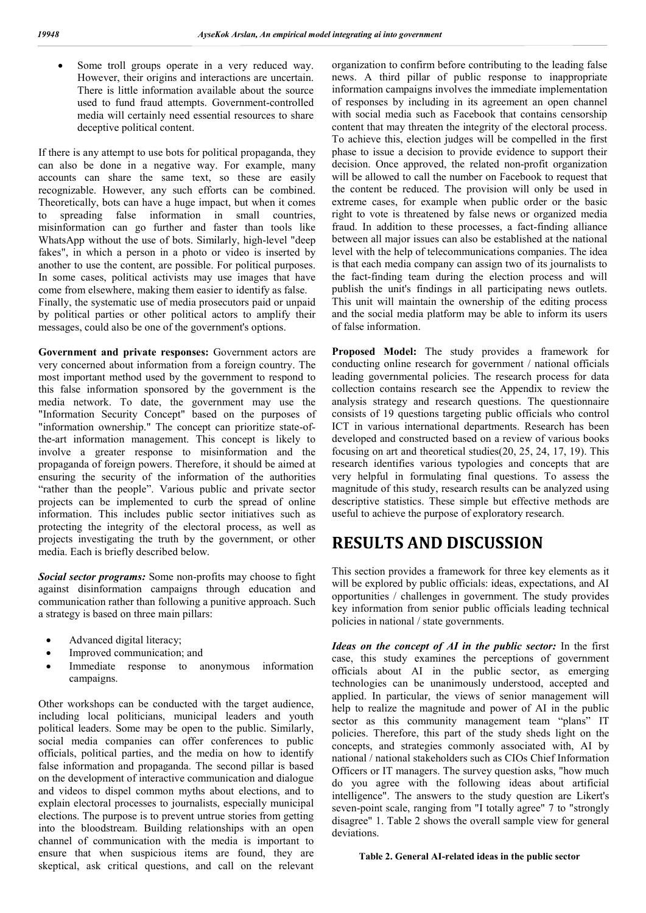- Some troll groups operate in a very reduced way. However, their origins and interactions are uncertain. There is little information available about the source used to fund fraud attempts. Government-controlled media will certainly need essential resources to share deceptive political content.

If there is any attempt to use bots for political propaganda, they can also be done in a negative way. For example, many accounts can share the same text, so these are easily recognizable. However, any such efforts can be combined. Theoretically, bots can have a huge impact, but when it comes to spreading false information in small countries, misinformation can go further and faster than tools like WhatsApp without the use of bots. Similarly, high-level "deep fakes", in which a person in a photo or video is inserted by another to use the content, are possible. For political purposes. In some cases, political activists may use images that have come from elsewhere, making them easier to identify as false. Finally, the systematic use of media prosecutors paid or unpaid by political parties or other political actors to amplify their messages, could also be one of the government's options.

**Government and private responses:** Government actors are very concerned about information from a foreign country. The most important method used by the government to respond to this false information sponsored by the government is the media network. To date, the government may use the "Information Security Concept" based on the purposes of "information ownership." The concept can prioritize state-of-the-art information management. This concept is likely to involve a greater response to misinformation and the propaganda of foreign powers. Therefore, it should be aimed at ensuring the security of the information of the authorities "rather than the people". Various public and private sector projects can be implemented to curb the spread of online information. This includes public sector initiatives such as protecting the integrity of the electoral process, as well as projects investigating the truth by the government, or other media. Each is briefly described below.

***Social sector programs:*** Some non-profits may choose to fight against disinformation campaigns through education and communication rather than following a punitive approach. Such a strategy is based on three main pillars:

- Advanced digital literacy;
- Improved communication; and
- Immediate response to anonymous information campaigns.

Other workshops can be conducted with the target audience, including local politicians, municipal leaders and youth political leaders. Some may be open to the public. Similarly, social media companies can offer conferences to public officials, political parties, and the media on how to identify false information and propaganda. The second pillar is based on the development of interactive communication and dialogue and videos to dispel common myths about elections, and to explain electoral processes to journalists, especially municipal elections. The purpose is to prevent untrue stories from getting into the bloodstream. Building relationships with an open channel of communication with the media is important to ensure that when suspicious items are found, they are skeptical, ask critical questions, and call on the relevant organization to confirm before contributing to the leading false news. A third pillar of public response to inappropriate information campaigns involves the immediate implementation of responses by including in its agreement an open channel with social media such as Facebook that contains censorship content that may threaten the integrity of the electoral process. To achieve this, election judges will be compelled in the first phase to issue a decision to provide evidence to support their decision. Once approved, the related non-profit organization will be allowed to call the number on Facebook to request that the content be reduced. The provision will only be used in extreme cases, for example when public order or the basic right to vote is threatened by false news or organized media fraud. In addition to these processes, a fact-finding alliance between all major issues can also be established at the national level with the help of telecommunications companies. The idea is that each media company can assign two of its journalists to the fact-finding team during the election process and will publish the unit's findings in all participating news outlets. This unit will maintain the ownership of the editing process and the social media platform may be able to inform its users of false information.

**Proposed Model:** The study provides a framework for conducting online research for government / national officials leading governmental policies. The research process for data collection contains research see the Appendix to review the analysis strategy and research questions. The questionnaire consists of 19 questions targeting public officials who control ICT in various international departments. Research has been developed and constructed based on a review of various books focusing on art and theoretical studies(20, 25, 24, 17, 19). This research identifies various typologies and concepts that are very helpful in formulating final questions. To assess the magnitude of this study, research results can be analyzed using descriptive statistics. These simple but effective methods are useful to achieve the purpose of exploratory research.

# RESULTS AND DISCUSSION

This section provides a framework for three key elements as it will be explored by public officials: ideas, expectations, and AI opportunities / challenges in government. The study provides key information from senior public officials leading technical policies in national / state governments.

***Ideas on the concept of AI in the public sector:*** In the first case, this study examines the perceptions of government officials about AI in the public sector, as emerging technologies can be unanimously understood, accepted and applied. In particular, the views of senior management will help to realize the magnitude and power of AI in the public sector as this community management team "plans" IT policies. Therefore, this part of the study sheds light on the concepts, and strategies commonly associated with, AI by national / national stakeholders such as CIOs Chief Information Officers or IT managers. The survey question asks, "how much do you agree with the following ideas about artificial intelligence". The answers to the study question are Likert's seven-point scale, ranging from "I totally agree" 7 to "strongly disagree" 1. Table 2 shows the overall sample view for general deviations.

**Table 2. General AI-related ideas in the public sector**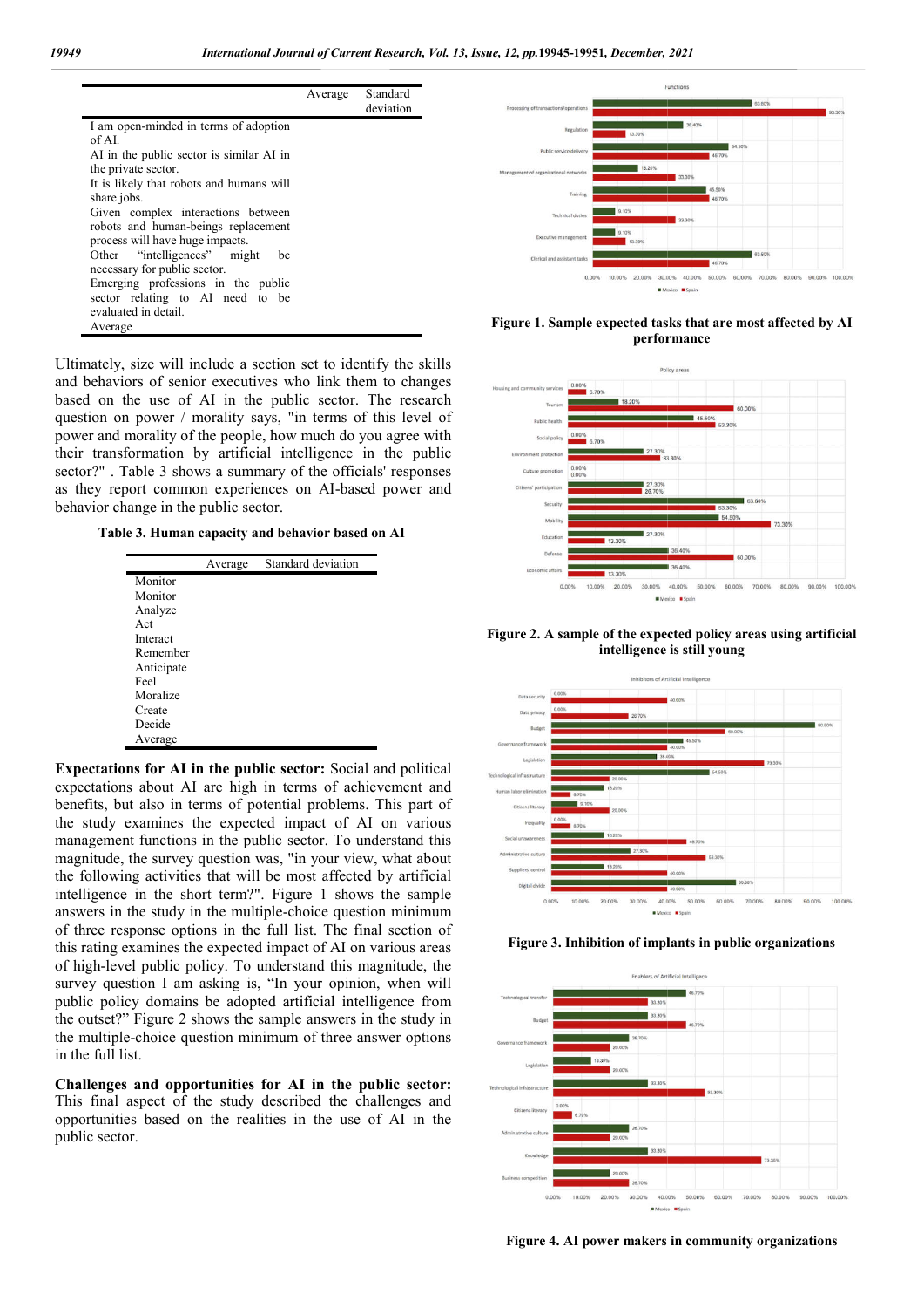| | Average | Standard deviation |
|---|---|---|
| I am open-minded in terms of adoption of AI. | | |
| AI in the public sector is similar AI in the private sector. | | |
| It is likely that robots and humans will share jobs. | | |
| Given complex interactions between robots and human-beings replacement process will have huge impacts. | | |
| Other "intelligences" might be necessary for public sector. | | |
| Emerging professions in the public sector relating to AI need to be evaluated in detail. | | |
| Average | | |

Ultimately, size will include a section set to identify the skills and behaviors of senior executives who link them to changes based on the use of AI in the public sector. The research question on power / morality says, "in terms of this level of power and morality of the people, how much do you agree with their transformation by artificial intelligence in the public sector?" . Table 3 shows a summary of the officials' responses as they report common experiences on AI-based power and behavior change in the public sector.

**Table 3. Human capacity and behavior based on AI**

| | Average | Standard deviation |
|---|---|---|
| Monitor | | |
| Monitor | | |
| Analyze | | |
| Act | | |
| Interact | | |
| Remember | | |
| Anticipate | | |
| Feel | | |
| Moralize | | |
| Create | | |
| Decide | | |
| Average | | |

**Expectations for AI in the public sector:** Social and political expectations about AI are high in terms of achievement and benefits, but also in terms of potential problems. This part of the study examines the expected impact of AI on various management functions in the public sector. To understand this magnitude, the survey question was, "in your view, what about the following activities that will be most affected by artificial intelligence in the short term?". Figure 1 shows the sample answers in the study in the multiple-choice question minimum of three response options in the full list. The final section of this rating examines the expected impact of AI on various areas of high-level public policy. To understand this magnitude, the survey question I am asking is, "In your opinion, when will public policy domains be adopted artificial intelligence from the outset?" Figure 2 shows the sample answers in the study in the multiple-choice question minimum of three answer options in the full list.

**Challenges and opportunities for AI in the public sector:** This final aspect of the study described the challenges and opportunities based on the realities in the use of AI in the public sector.

**Figure 1. Sample expected tasks that are most affected by AI performance**

**Figure 2. A sample of the expected policy areas using artificial intelligence is still young**

**Figure 3. Inhibition of implants in public organizations**

**Figure 4. AI power makers in community organizations**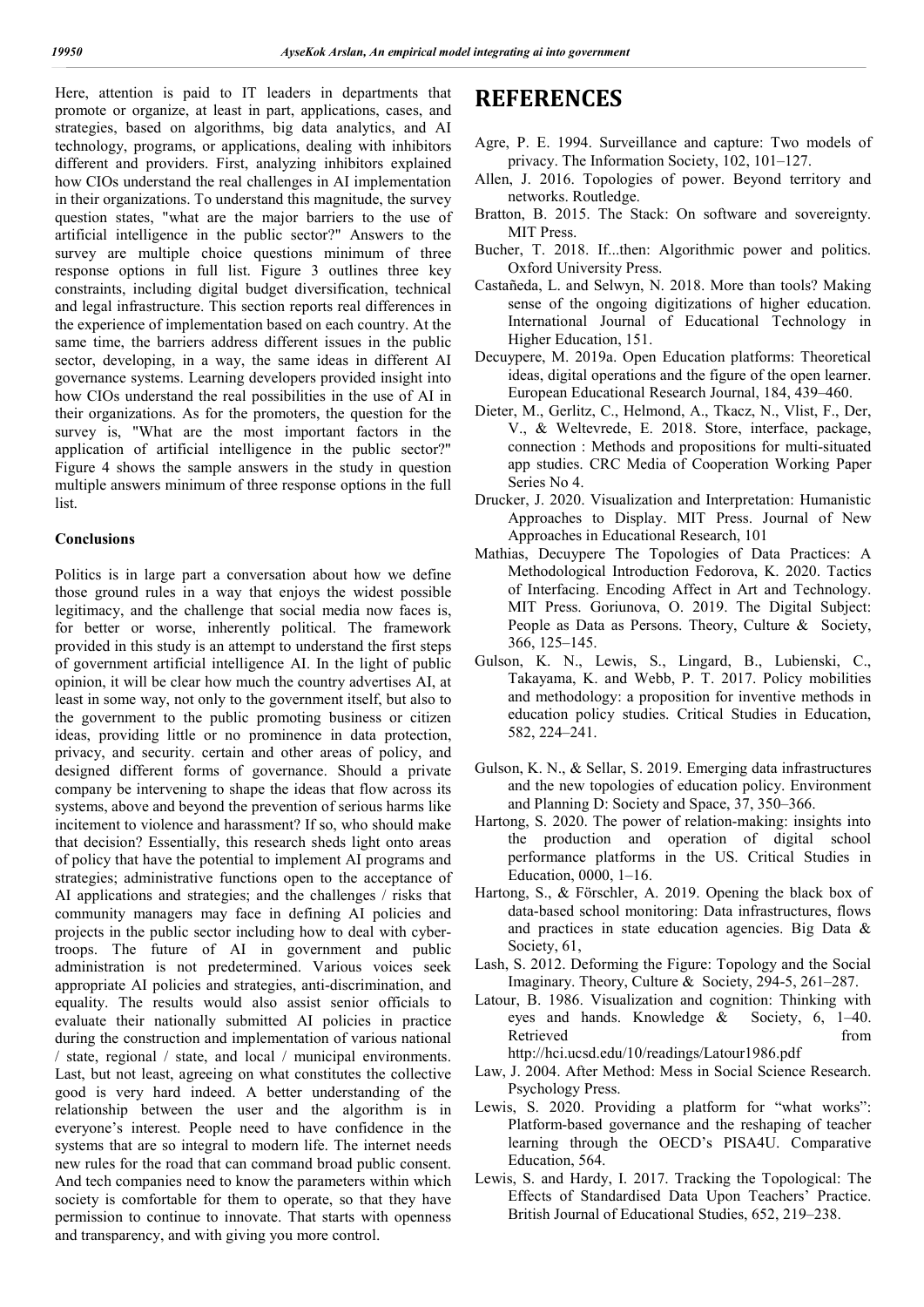Here, attention is paid to IT leaders in departments that promote or organize, at least in part, applications, cases, and strategies, based on algorithms, big data analytics, and AI technology, programs, or applications, dealing with inhibitors different and providers. First, analyzing inhibitors explained how CIOs understand the real challenges in AI implementation in their organizations. To understand this magnitude, the survey question states, "what are the major barriers to the use of artificial intelligence in the public sector?" Answers to the survey are multiple choice questions minimum of three response options in full list. Figure 3 outlines three key constraints, including digital budget diversification, technical and legal infrastructure. This section reports real differences in the experience of implementation based on each country. At the same time, the barriers address different issues in the public sector, developing, in a way, the same ideas in different AI governance systems. Learning developers provided insight into how CIOs understand the real possibilities in the use of AI in their organizations. As for the promoters, the question for the survey is, "What are the most important factors in the application of artificial intelligence in the public sector?" Figure 4 shows the sample answers in the study in question multiple answers minimum of three response options in the full list.

### Conclusions

Politics is in large part a conversation about how we define those ground rules in a way that enjoys the widest possible legitimacy, and the challenge that social media now faces is, for better or worse, inherently political. The framework provided in this study is an attempt to understand the first steps of government artificial intelligence AI. In the light of public opinion, it will be clear how much the country advertises AI, at least in some way, not only to the government itself, but also to the government to the public promoting business or citizen ideas, providing little or no prominence in data protection, privacy, and security. certain and other areas of policy, and designed different forms of governance. Should a private company be intervening to shape the ideas that flow across its systems, above and beyond the prevention of serious harms like incitement to violence and harassment? If so, who should make that decision? Essentially, this research sheds light onto areas of policy that have the potential to implement AI programs and strategies; administrative functions open to the acceptance of AI applications and strategies; and the challenges / risks that community managers may face in defining AI policies and projects in the public sector including how to deal with cyber-troops. The future of AI in government and public administration is not predetermined. Various voices seek appropriate AI policies and strategies, anti-discrimination, and equality. The results would also assist senior officials to evaluate their nationally submitted AI policies in practice during the construction and implementation of various national / state, regional / state, and local / municipal environments. Last, but not least, agreeing on what constitutes the collective good is very hard indeed. A better understanding of the relationship between the user and the algorithm is in everyone's interest. People need to have confidence in the systems that are so integral to modern life. The internet needs new rules for the road that can command broad public consent. And tech companies need to know the parameters within which society is comfortable for them to operate, so that they have permission to continue to innovate. That starts with openness and transparency, and with giving you more control.

# REFERENCES

Agre, P. E. 1994. Surveillance and capture: Two models of privacy. The Information Society, 102, 101–127.

Allen, J. 2016. Topologies of power. Beyond territory and networks. Routledge.

Bratton, B. 2015. The Stack: On software and sovereignty. MIT Press.

Bucher, T. 2018. If...then: Algorithmic power and politics. Oxford University Press.

Castañeda, L. and Selwyn, N. 2018. More than tools? Making sense of the ongoing digitizations of higher education. International Journal of Educational Technology in Higher Education, 151.

Decuypere, M. 2019a. Open Education platforms: Theoretical ideas, digital operations and the figure of the open learner. European Educational Research Journal, 184, 439–460.

Dieter, M., Gerlitz, C., Helmond, A., Tkacz, N., Vlist, F., Der, V., & Weltevrede, E. 2018. Store, interface, package, connection : Methods and propositions for multi-situated app studies. CRC Media of Cooperation Working Paper Series No 4.

Drucker, J. 2020. Visualization and Interpretation: Humanistic Approaches to Display. MIT Press. Journal of New Approaches in Educational Research, 101

Mathias, Decuypere The Topologies of Data Practices: A Methodological Introduction Fedorova, K. 2020. Tactics of Interfacing. Encoding Affect in Art and Technology. MIT Press. Goriunova, O. 2019. The Digital Subject: People as Data as Persons. Theory, Culture & Society, 366, 125–145.

Gulson, K. N., Lewis, S., Lingard, B., Lubienski, C., Takayama, K. and Webb, P. T. 2017. Policy mobilities and methodology: a proposition for inventive methods in education policy studies. Critical Studies in Education, 582, 224–241.

Gulson, K. N., & Sellar, S. 2019. Emerging data infrastructures and the new topologies of education policy. Environment and Planning D: Society and Space, 37, 350–366.

Hartong, S. 2020. The power of relation-making: insights into the production and operation of digital school performance platforms in the US. Critical Studies in Education, 0000, 1–16.

Hartong, S., & Förschler, A. 2019. Opening the black box of data-based school monitoring: Data infrastructures, flows and practices in state education agencies. Big Data & Society, 61,

Lash, S. 2012. Deforming the Figure: Topology and the Social Imaginary. Theory, Culture & Society, 294-5, 261–287.

Latour, B. 1986. Visualization and cognition: Thinking with eyes and hands. Knowledge & Society, 6, 1–40. Retrieved from http://hci.ucsd.edu/10/readings/Latour1986.pdf

Law, J. 2004. After Method: Mess in Social Science Research. Psychology Press.

Lewis, S. 2020. Providing a platform for "what works": Platform-based governance and the reshaping of teacher learning through the OECD's PISA4U. Comparative Education, 564.

Lewis, S. and Hardy, I. 2017. Tracking the Topological: The Effects of Standardised Data Upon Teachers' Practice. British Journal of Educational Studies, 652, 219–238.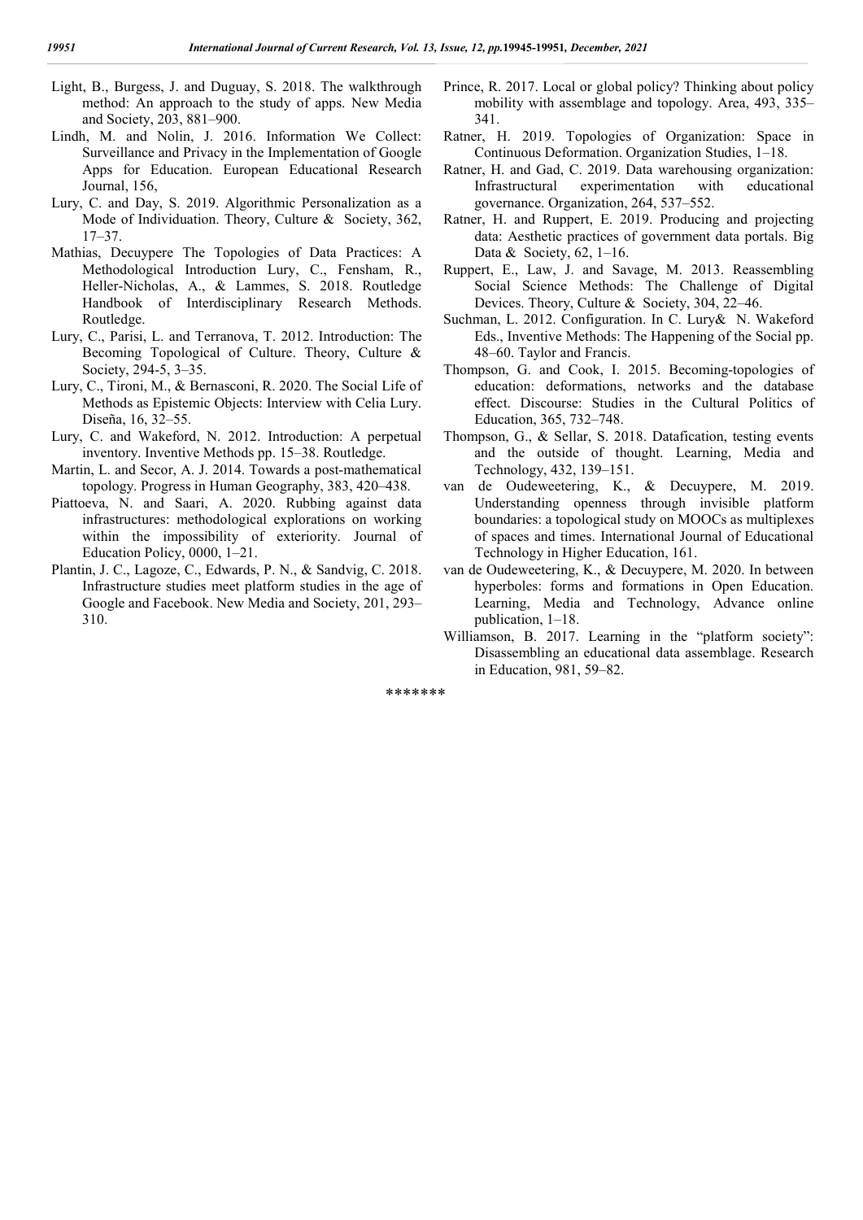Light, B., Burgess, J. and Duguay, S. 2018. The walkthrough method: An approach to the study of apps. New Media and Society, 203, 881–900.

Lindh, M. and Nolin, J. 2016. Information We Collect: Surveillance and Privacy in the Implementation of Google Apps for Education. European Educational Research Journal, 156,

Lury, C. and Day, S. 2019. Algorithmic Personalization as a Mode of Individuation. Theory, Culture & Society, 362, 17–37.

Mathias, Decuypere The Topologies of Data Practices: A Methodological Introduction Lury, C., Fensham, R., Heller-Nicholas, A., & Lammes, S. 2018. Routledge Handbook of Interdisciplinary Research Methods. Routledge.

Lury, C., Parisi, L. and Terranova, T. 2012. Introduction: The Becoming Topological of Culture. Theory, Culture & Society, 294-5, 3–35.

Lury, C., Tironi, M., & Bernasconi, R. 2020. The Social Life of Methods as Epistemic Objects: Interview with Celia Lury. Diseña, 16, 32–55.

Lury, C. and Wakeford, N. 2012. Introduction: A perpetual inventory. Inventive Methods pp. 15–38. Routledge.

Martin, L. and Secor, A. J. 2014. Towards a post-mathematical topology. Progress in Human Geography, 383, 420–438.

Piattoeva, N. and Saari, A. 2020. Rubbing against data infrastructures: methodological explorations on working within the impossibility of exteriority. Journal of Education Policy, 0000, 1–21.

Plantin, J. C., Lagoze, C., Edwards, P. N., & Sandvig, C. 2018. Infrastructure studies meet platform studies in the age of Google and Facebook. New Media and Society, 201, 293–310.

Prince, R. 2017. Local or global policy? Thinking about policy mobility with assemblage and topology. Area, 493, 335–341.

Ratner, H. 2019. Topologies of Organization: Space in Continuous Deformation. Organization Studies, 1–18.

Ratner, H. and Gad, C. 2019. Data warehousing organization: Infrastructural experimentation with educational governance. Organization, 264, 537–552.

Ratner, H. and Ruppert, E. 2019. Producing and projecting data: Aesthetic practices of government data portals. Big Data & Society, 62, 1–16.

Ruppert, E., Law, J. and Savage, M. 2013. Reassembling Social Science Methods: The Challenge of Digital Devices. Theory, Culture & Society, 304, 22–46.

Suchman, L. 2012. Configuration. In C. Lury& N. Wakeford Eds., Inventive Methods: The Happening of the Social pp. 48–60. Taylor and Francis.

Thompson, G. and Cook, I. 2015. Becoming-topologies of education: deformations, networks and the database effect. Discourse: Studies in the Cultural Politics of Education, 365, 732–748.

Thompson, G., & Sellar, S. 2018. Datafication, testing events and the outside of thought. Learning, Media and Technology, 432, 139–151.

van de Oudeweetering, K., & Decuypere, M. 2019. Understanding openness through invisible platform boundaries: a topological study on MOOCs as multiplexes of spaces and times. International Journal of Educational Technology in Higher Education, 161.

van de Oudeweetering, K., & Decuypere, M. 2020. In between hyperboles: forms and formations in Open Education. Learning, Media and Technology, Advance online publication, 1–18.

Williamson, B. 2017. Learning in the "platform society": Disassembling an educational data assemblage. Research in Education, 981, 59–82.

*******